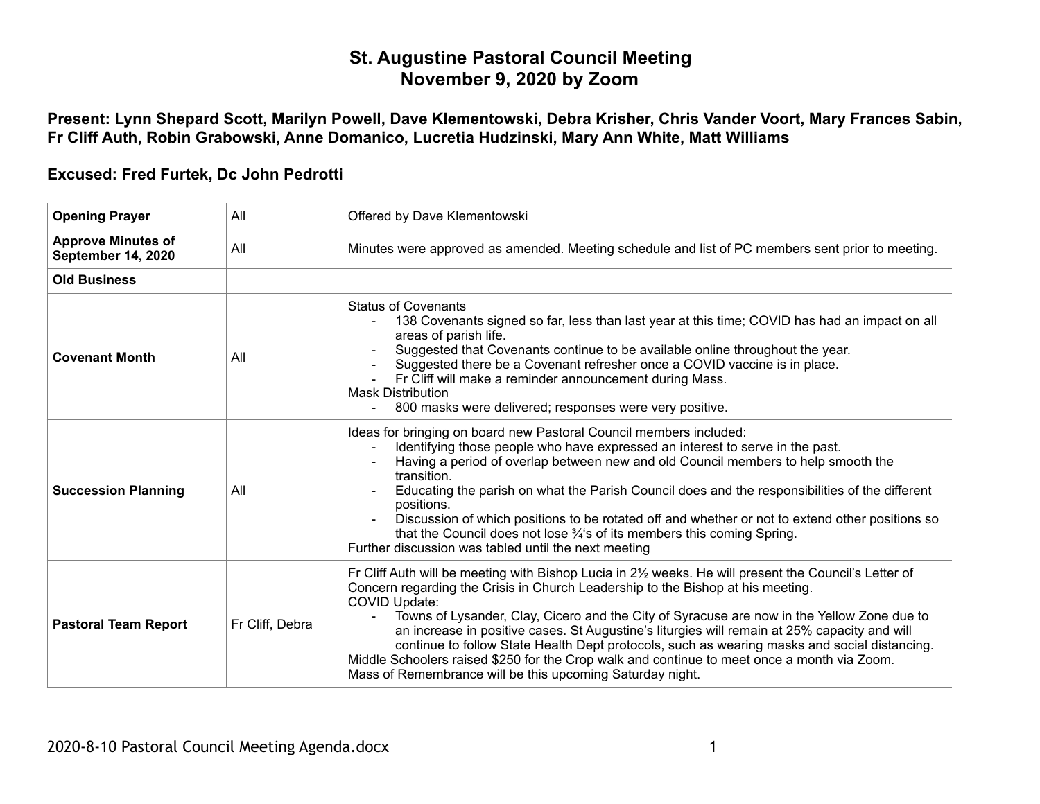# St. Augustine Pastoral Council Meeting
# November 9, 2020 by Zoom

### Present: Lynn Shepard Scott, Marilyn Powell, Dave Klementowski, Debra Krisher, Chris Vander Voort, Mary Frances Sabin, Fr Cliff Auth, Robin Grabowski, Anne Domanico, Lucretia Hudzinski, Mary Ann White, Matt Williams

### Excused: Fred Furtek, Dc John Pedrotti

| **Opening Prayer** | All | Offered by Dave Klementowski |
|---|---|---|
| **Approve Minutes of September 14, 2020** | All | Minutes were approved as amended. Meeting schedule and list of PC members sent prior to meeting. |
| **Old Business** | | |
| **Covenant Month** | All | Status of Covenants<br>- 138 Covenants signed so far, less than last year at this time; COVID has had an impact on all areas of parish life.<br>- Suggested that Covenants continue to be available online throughout the year.<br>- Suggested there be a Covenant refresher once a COVID vaccine is in place.<br>- Fr Cliff will make a reminder announcement during Mass.<br>Mask Distribution<br>- 800 masks were delivered; responses were very positive. |
| **Succession Planning** | All | Ideas for bringing on board new Pastoral Council members included:<br>- Identifying those people who have expressed an interest to serve in the past.<br>- Having a period of overlap between new and old Council members to help smooth the transition.<br>- Educating the parish on what the Parish Council does and the responsibilities of the different positions.<br>- Discussion of which positions to be rotated off and whether or not to extend other positions so that the Council does not lose ¾'s of its members this coming Spring.<br>Further discussion was tabled until the next meeting |
| **Pastoral Team Report** | Fr Cliff, Debra | Fr Cliff Auth will be meeting with Bishop Lucia in 2½ weeks. He will present the Council's Letter of Concern regarding the Crisis in Church Leadership to the Bishop at his meeting.<br>COVID Update:<br>- Towns of Lysander, Clay, Cicero and the City of Syracuse are now in the Yellow Zone due to an increase in positive cases. St Augustine's liturgies will remain at 25% capacity and will continue to follow State Health Dept protocols, such as wearing masks and social distancing.<br>Middle Schoolers raised $250 for the Crop walk and continue to meet once a month via Zoom.<br>Mass of Remembrance will be this upcoming Saturday night. |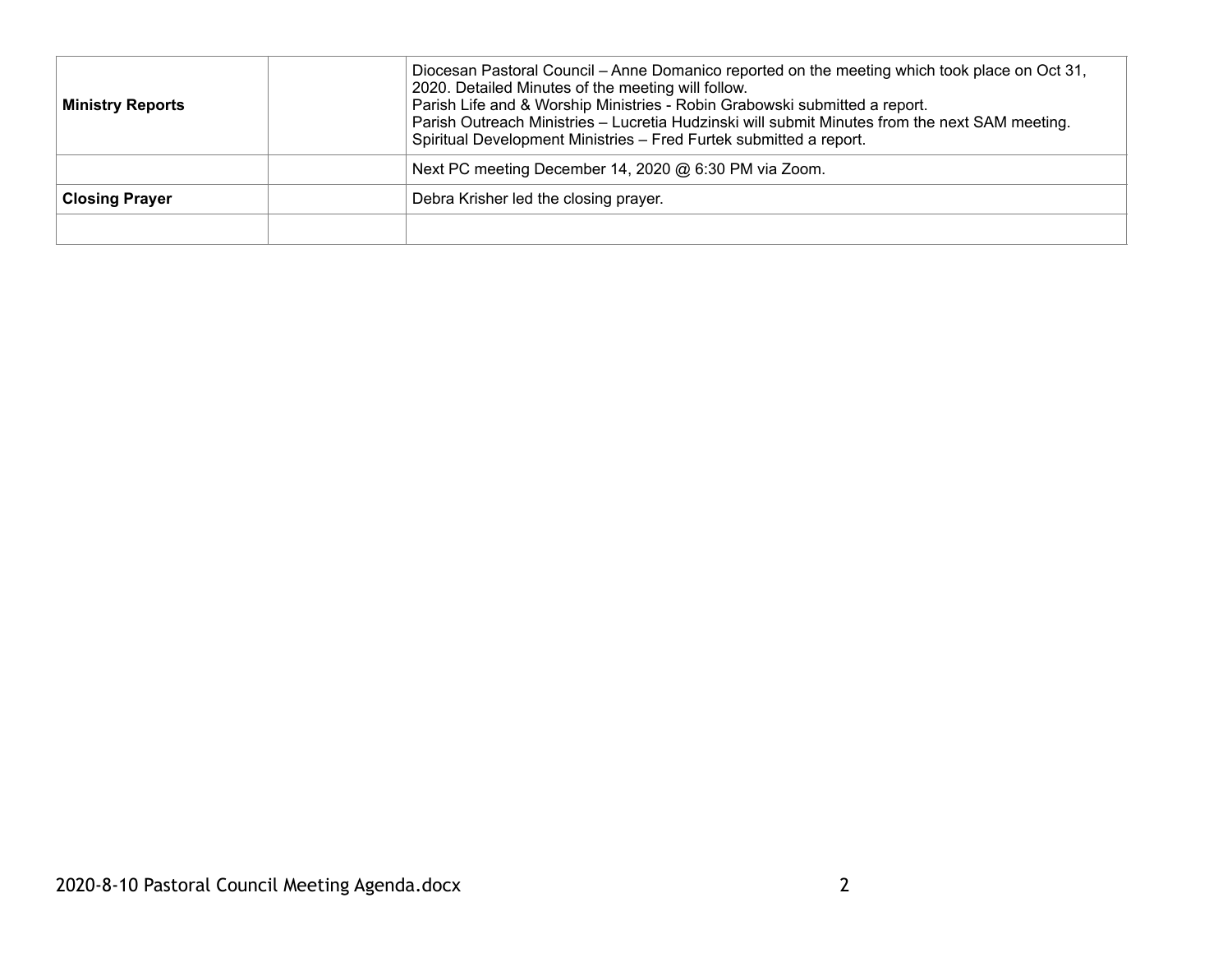| | | |
|---|---|---|
| **Ministry Reports** | | Diocesan Pastoral Council – Anne Domanico reported on the meeting which took place on Oct 31, 2020. Detailed Minutes of the meeting will follow.<br>Parish Life and & Worship Ministries - Robin Grabowski submitted a report.<br>Parish Outreach Ministries – Lucretia Hudzinski will submit Minutes from the next SAM meeting.<br>Spiritual Development Ministries – Fred Furtek submitted a report. |
| | | Next PC meeting December 14, 2020 @ 6:30 PM via Zoom. |
| **Closing Prayer** | | Debra Krisher led the closing prayer. |
| | | |